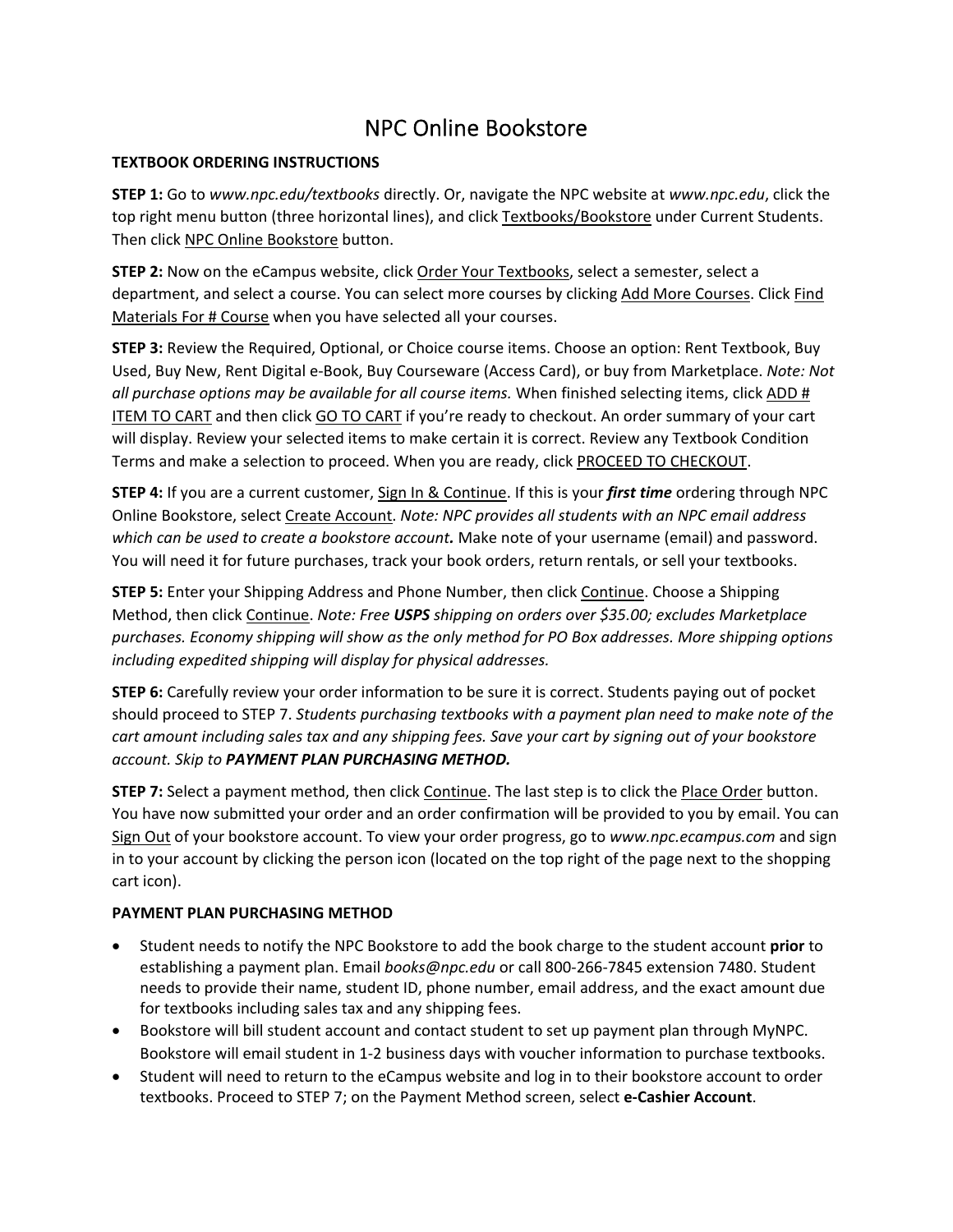# NPC Online Bookstore

**TEXTBOOK ORDERING INSTRUCTIONS**

**STEP 1:** Go to *www.npc.edu/textbooks* directly. Or, navigate the NPC website at *www.npc.edu*, click the top right menu button (three horizontal lines), and click Textbooks/Bookstore under Current Students. Then click NPC Online Bookstore button.

**STEP 2:** Now on the eCampus website, click Order Your Textbooks, select a semester, select a department, and select a course. You can select more courses by clicking Add More Courses. Click Find Materials For # Course when you have selected all your courses.

**STEP 3:** Review the Required, Optional, or Choice course items. Choose an option: Rent Textbook, Buy Used, Buy New, Rent Digital e-Book, Buy Courseware (Access Card), or buy from Marketplace. *Note: Not all purchase options may be available for all course items.* When finished selecting items, click ADD # ITEM TO CART and then click GO TO CART if you're ready to checkout. An order summary of your cart will display. Review your selected items to make certain it is correct. Review any Textbook Condition Terms and make a selection to proceed. When you are ready, click PROCEED TO CHECKOUT.

**STEP 4:** If you are a current customer, Sign In & Continue. If this is your ***first time*** ordering through NPC Online Bookstore, select Create Account. *Note: NPC provides all students with an NPC email address which can be used to create a bookstore account.* Make note of your username (email) and password. You will need it for future purchases, track your book orders, return rentals, or sell your textbooks.

**STEP 5:** Enter your Shipping Address and Phone Number, then click Continue. Choose a Shipping Method, then click Continue. *Note: Free **USPS** shipping on orders over $35.00; excludes Marketplace purchases. Economy shipping will show as the only method for PO Box addresses. More shipping options including expedited shipping will display for physical addresses.*

**STEP 6:** Carefully review your order information to be sure it is correct. Students paying out of pocket should proceed to STEP 7. *Students purchasing textbooks with a payment plan need to make note of the cart amount including sales tax and any shipping fees. Save your cart by signing out of your bookstore account. Skip to **PAYMENT PLAN PURCHASING METHOD.***

**STEP 7:** Select a payment method, then click Continue. The last step is to click the Place Order button. You have now submitted your order and an order confirmation will be provided to you by email. You can Sign Out of your bookstore account. To view your order progress, go to *www.npc.ecampus.com* and sign in to your account by clicking the person icon (located on the top right of the page next to the shopping cart icon).

**PAYMENT PLAN PURCHASING METHOD**

- Student needs to notify the NPC Bookstore to add the book charge to the student account **prior** to establishing a payment plan. Email *books@npc.edu* or call 800-266-7845 extension 7480. Student needs to provide their name, student ID, phone number, email address, and the exact amount due for textbooks including sales tax and any shipping fees.
- Bookstore will bill student account and contact student to set up payment plan through MyNPC. Bookstore will email student in 1-2 business days with voucher information to purchase textbooks.
- Student will need to return to the eCampus website and log in to their bookstore account to order textbooks. Proceed to STEP 7; on the Payment Method screen, select **e-Cashier Account**.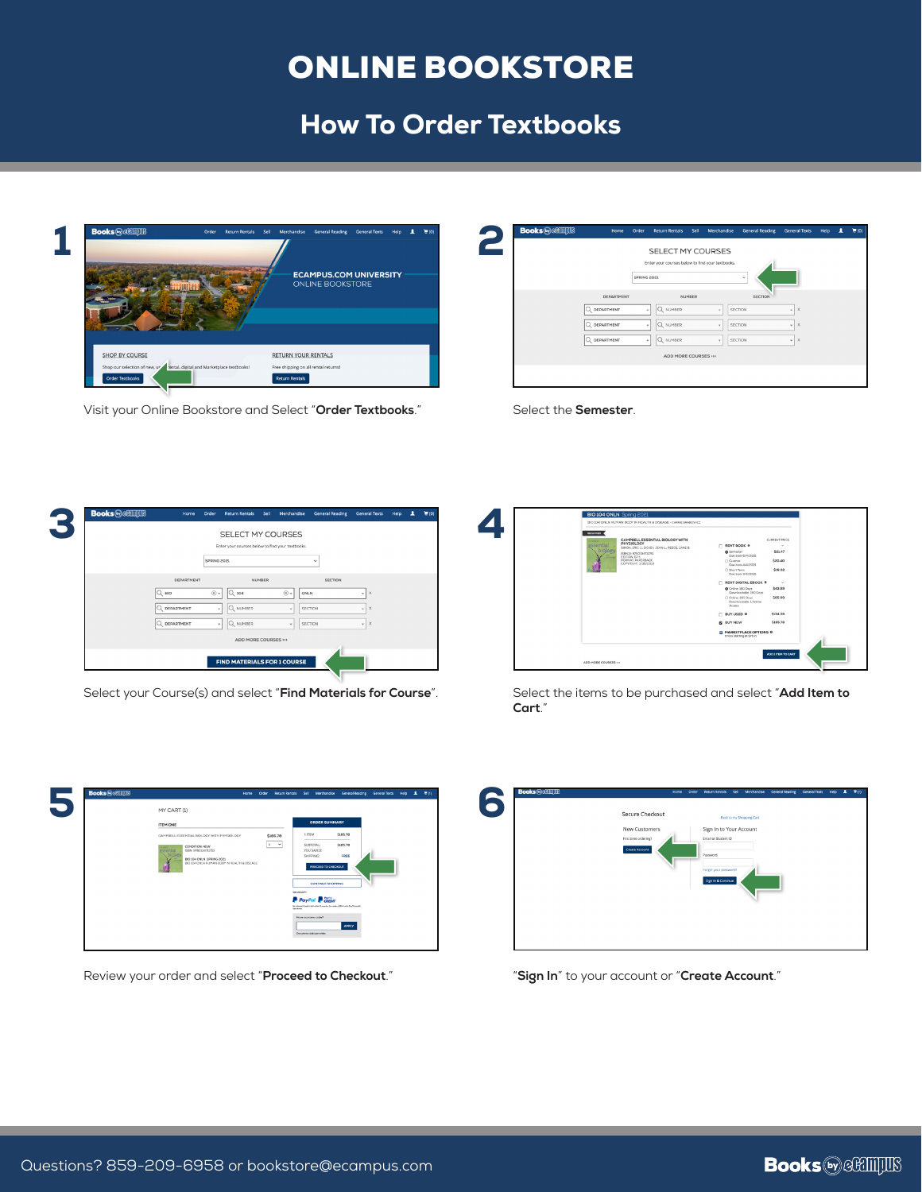# ONLINE BOOKSTORE

## How To Order Textbooks

**1**

Visit your Online Bookstore and Select "**Order Textbooks**."

**2**

Select the **Semester**.

**3**

Select your Course(s) and select "**Find Materials for Course**".

**4**

Select the items to be purchased and select "**Add Item to Cart**."

**5**

Review your order and select "**Proceed to Checkout**."

**6**

"**Sign In**" to your account or "**Create Account**."

Questions? 859-209-6958 or bookstore@ecampus.com